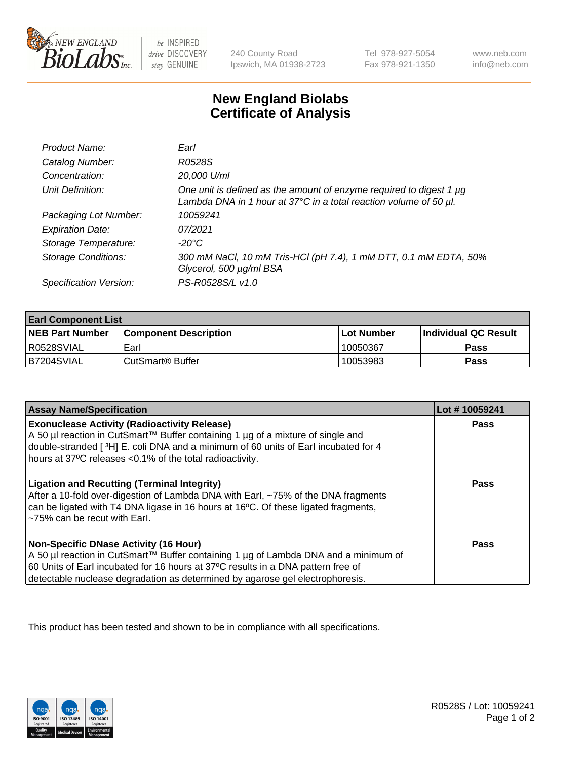# New England Biolabs Certificate of Analysis

| | |
|---|---|
| *Product Name:* | *EarI* |
| *Catalog Number:* | *R0528S* |
| *Concentration:* | *20,000 U/ml* |
| *Unit Definition:* | *One unit is defined as the amount of enzyme required to digest 1 µg Lambda DNA in 1 hour at 37°C in a total reaction volume of 50 µl.* |
| *Packaging Lot Number:* | *10059241* |
| *Expiration Date:* | *07/2021* |
| *Storage Temperature:* | *-20°C* |
| *Storage Conditions:* | *300 mM NaCl, 10 mM Tris-HCl (pH 7.4), 1 mM DTT, 0.1 mM EDTA, 50% Glycerol, 500 µg/ml BSA* |
| *Specification Version:* | *PS-R0528S/L v1.0* |

| EarI Component List | | | |
|---|---|---|---|
| **NEB Part Number** | **Component Description** | **Lot Number** | **Individual QC Result** |
| R0528SVIAL | EarI | 10050367 | **Pass** |
| B7204SVIAL | CutSmart® Buffer | 10053983 | **Pass** |

| Assay Name/Specification | Lot # 10059241 |
|---|---|
| **Exonuclease Activity (Radioactivity Release)**<br>A 50 µl reaction in CutSmart™ Buffer containing 1 µg of a mixture of single and double-stranded [ $^{3}$H] E. coli DNA and a minimum of 60 units of EarI incubated for 4 hours at 37ºC releases <0.1% of the total radioactivity. | **Pass** |
| **Ligation and Recutting (Terminal Integrity)**<br>After a 10-fold over-digestion of Lambda DNA with EarI, ~75% of the DNA fragments can be ligated with T4 DNA ligase in 16 hours at 16ºC. Of these ligated fragments, ~75% can be recut with EarI. | **Pass** |
| **Non-Specific DNase Activity (16 Hour)**<br>A 50 µl reaction in CutSmart™ Buffer containing 1 µg of Lambda DNA and a minimum of 60 Units of EarI incubated for 16 hours at 37ºC results in a DNA pattern free of detectable nuclease degradation as determined by agarose gel electrophoresis. | **Pass** |

This product has been tested and shown to be in compliance with all specifications.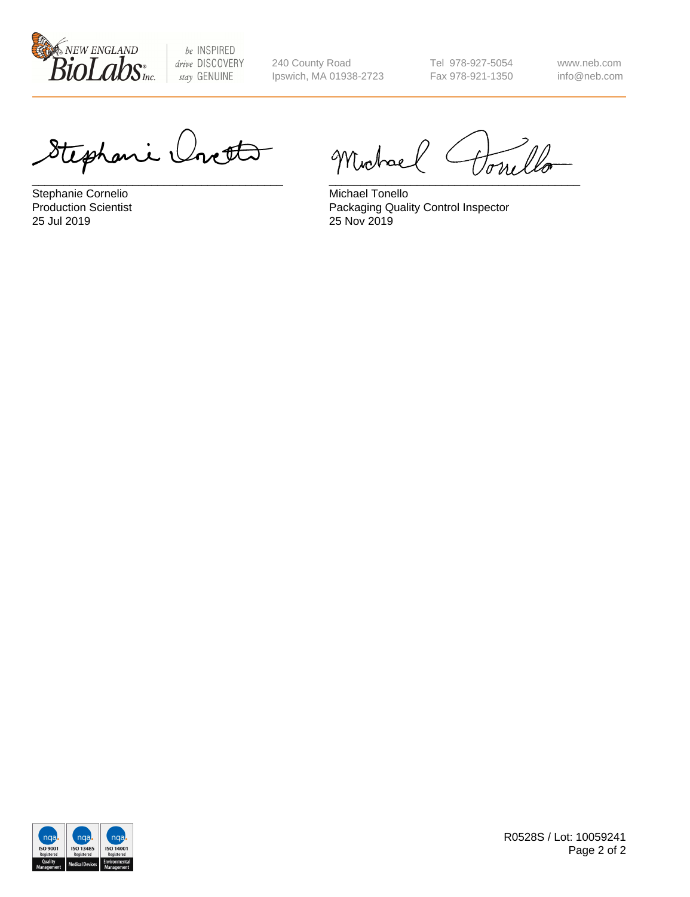Stephanie Cornelio
Production Scientist
25 Jul 2019

Michael Tonello
Packaging Quality Control Inspector
25 Nov 2019